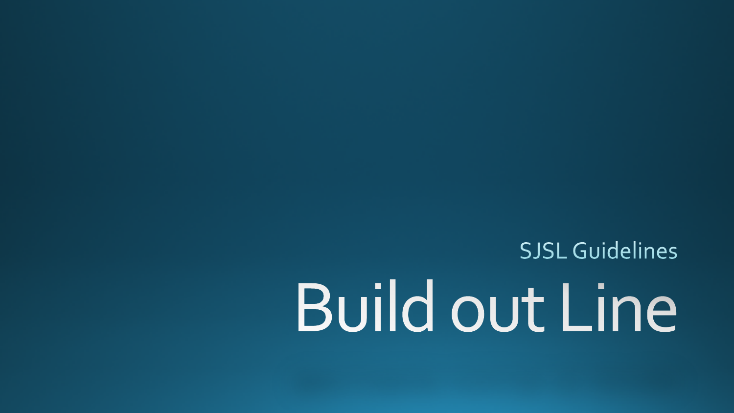SJSL Guidelines

# Build out Line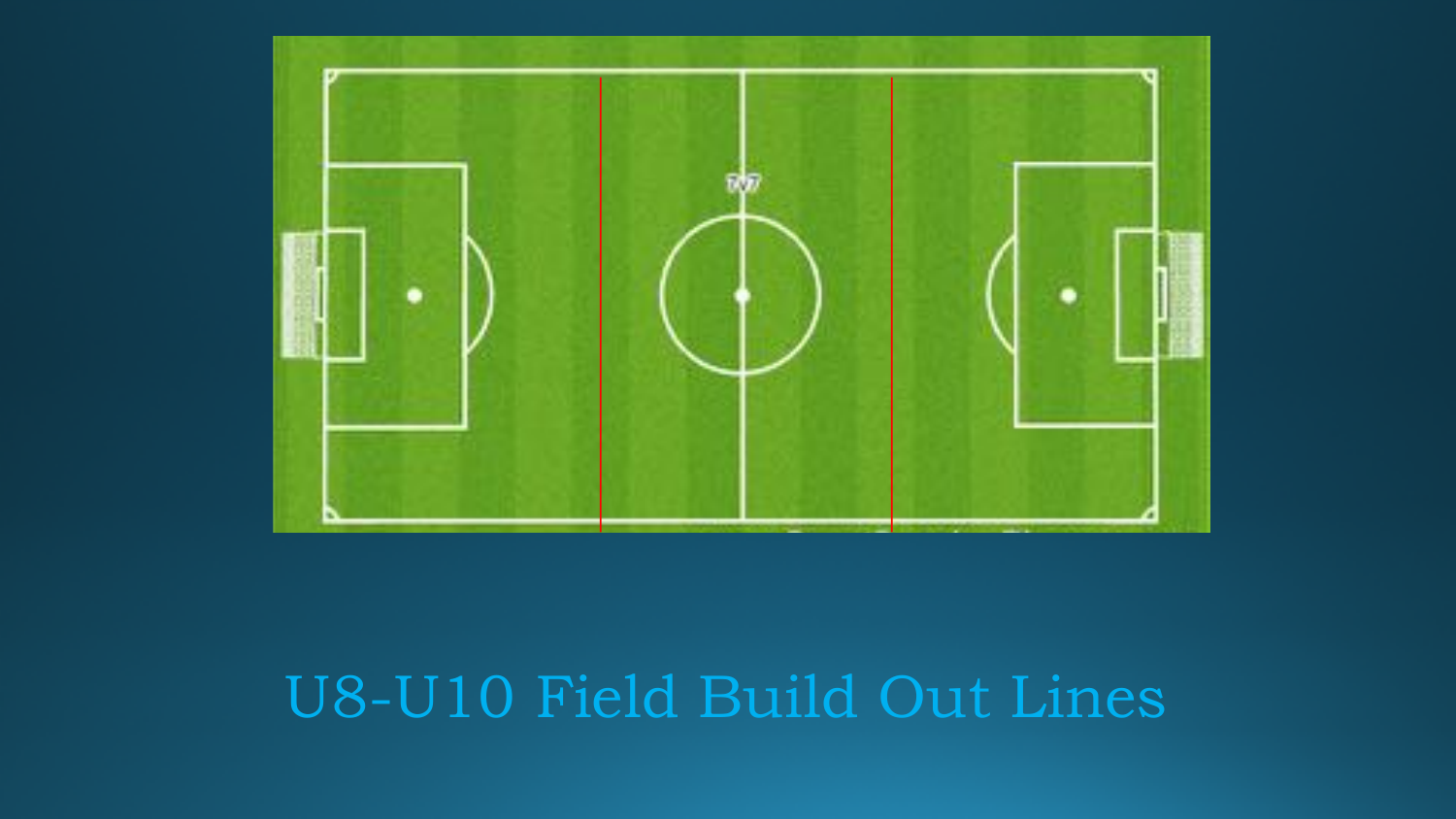# U8-U10 Field Build Out Lines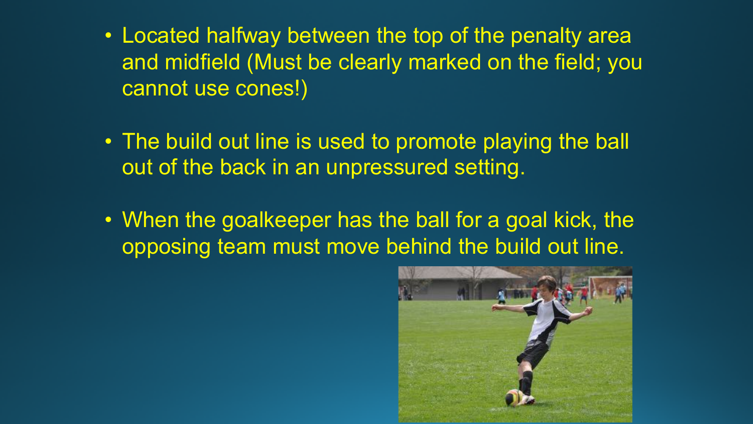- Located halfway between the top of the penalty area and midfield (Must be clearly marked on the field; you cannot use cones!)

- The build out line is used to promote playing the ball out of the back in an unpressured setting.

- When the goalkeeper has the ball for a goal kick, the opposing team must move behind the build out line.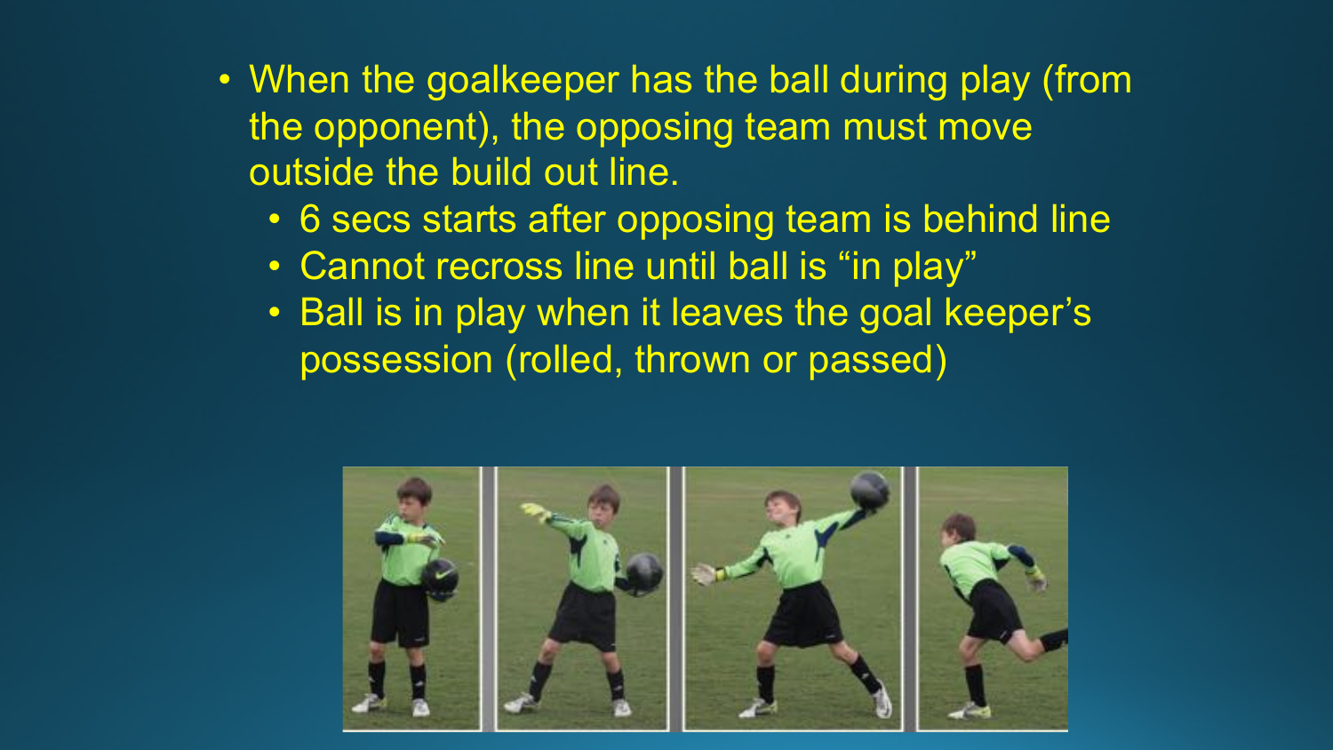- When the goalkeeper has the ball during play (from the opponent), the opposing team must move outside the build out line.
  - 6 secs starts after opposing team is behind line
  - Cannot recross line until ball is "in play"
  - Ball is in play when it leaves the goal keeper's possession (rolled, thrown or passed)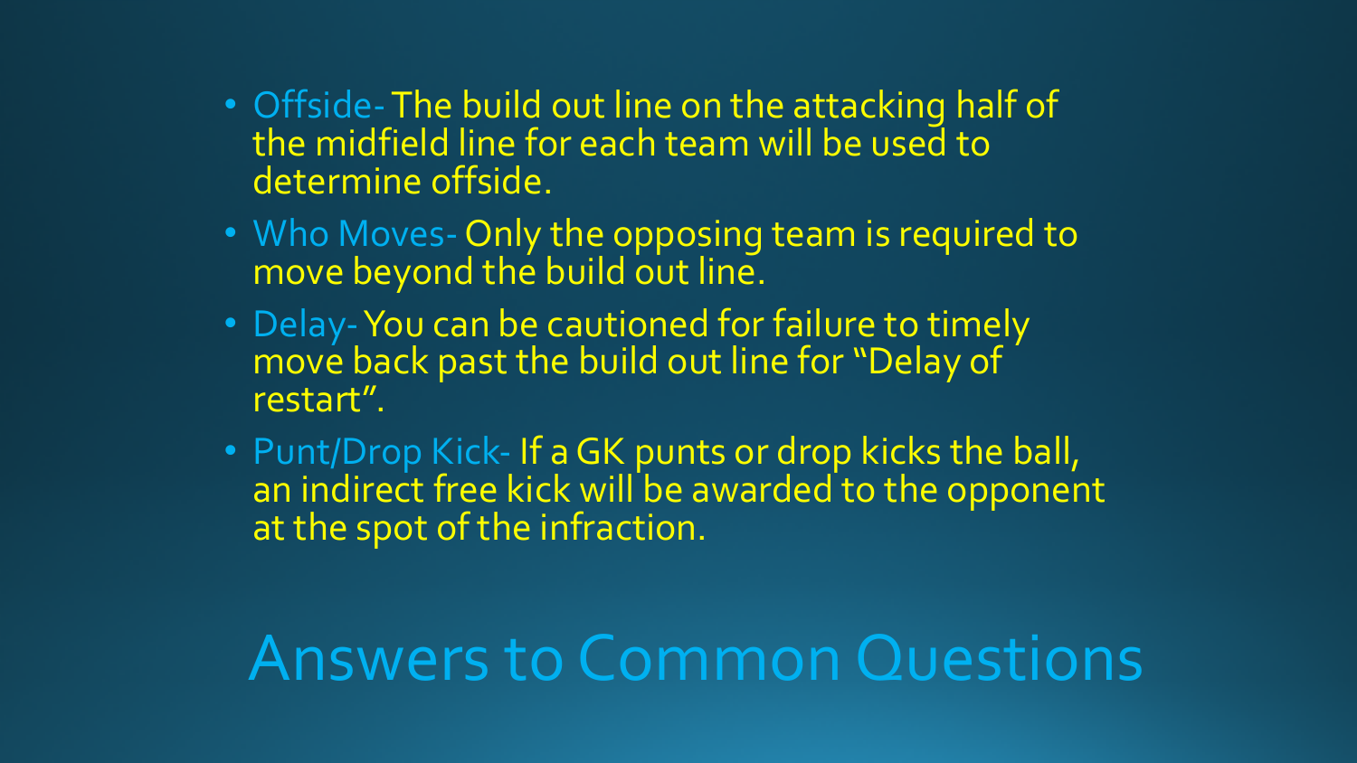- Offside- The build out line on the attacking half of the midfield line for each team will be used to determine offside.
- Who Moves- Only the opposing team is required to move beyond the build out line.
- Delay- You can be cautioned for failure to timely move back past the build out line for "Delay of restart".
- Punt/Drop Kick- If a GK punts or drop kicks the ball, an indirect free kick will be awarded to the opponent at the spot of the infraction.

# Answers to Common Questions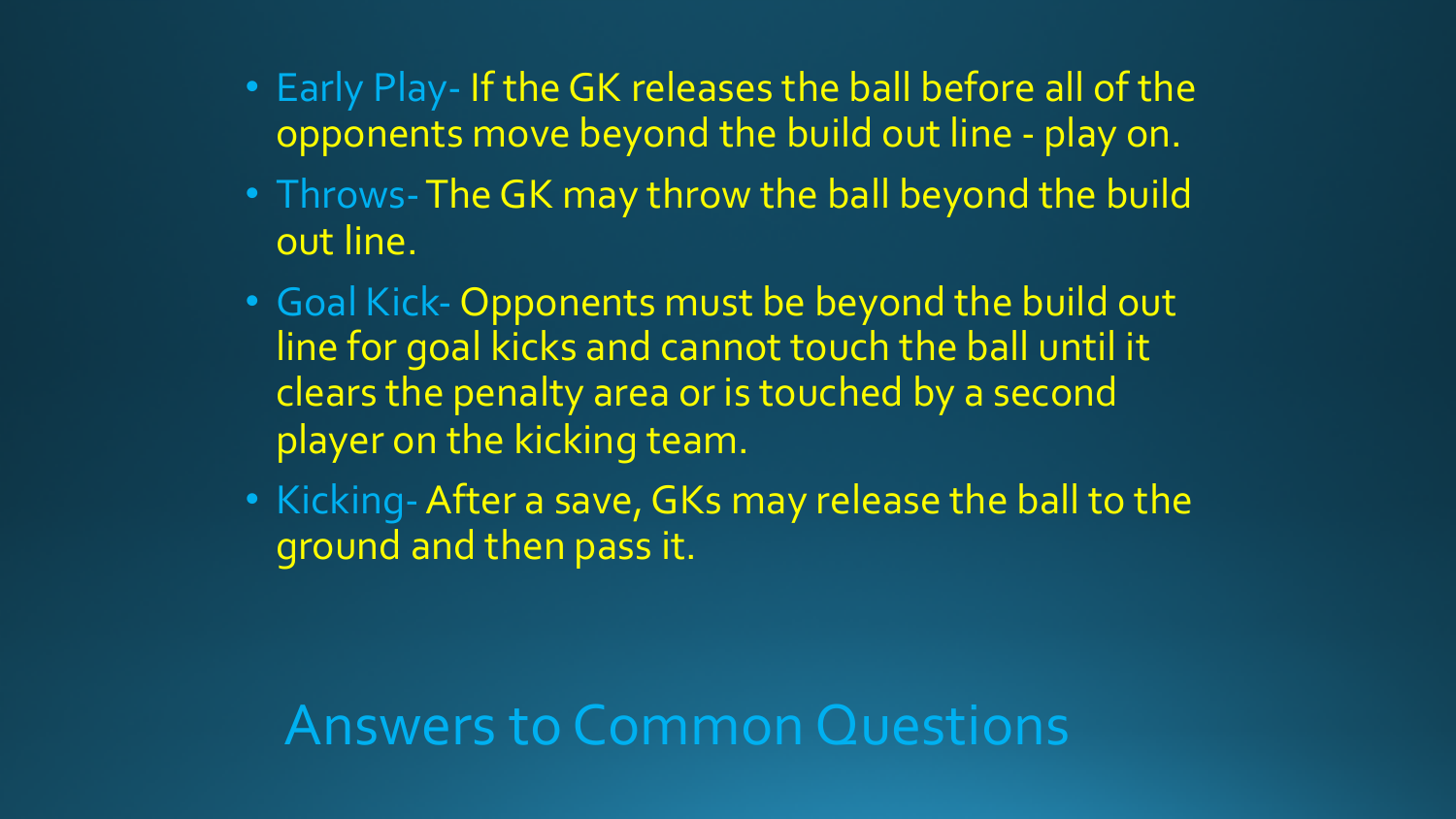- Early Play- If the GK releases the ball before all of the opponents move beyond the build out line - play on.
- Throws- The GK may throw the ball beyond the build out line.
- Goal Kick- Opponents must be beyond the build out line for goal kicks and cannot touch the ball until it clears the penalty area or is touched by a second player on the kicking team.
- Kicking- After a save, GKs may release the ball to the ground and then pass it.

# Answers to Common Questions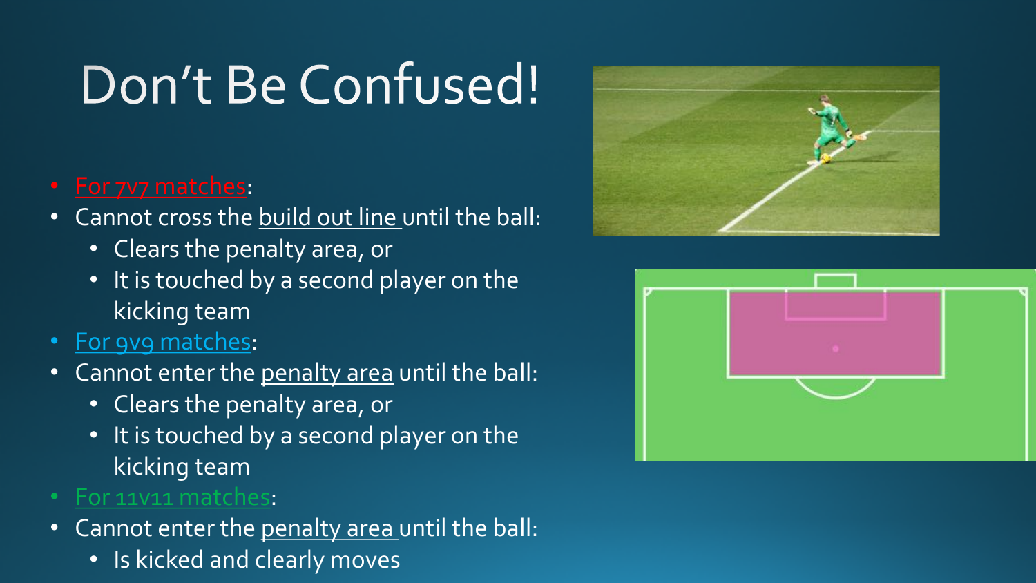# Don't Be Confused!

- For 7v7 matches:
- Cannot cross the build out line until the ball:
  - Clears the penalty area, or
  - It is touched by a second player on the kicking team
- For 9v9 matches:
- Cannot enter the penalty area until the ball:
  - Clears the penalty area, or
  - It is touched by a second player on the kicking team
- For 11v11 matches:
- Cannot enter the penalty area until the ball:
  - Is kicked and clearly moves